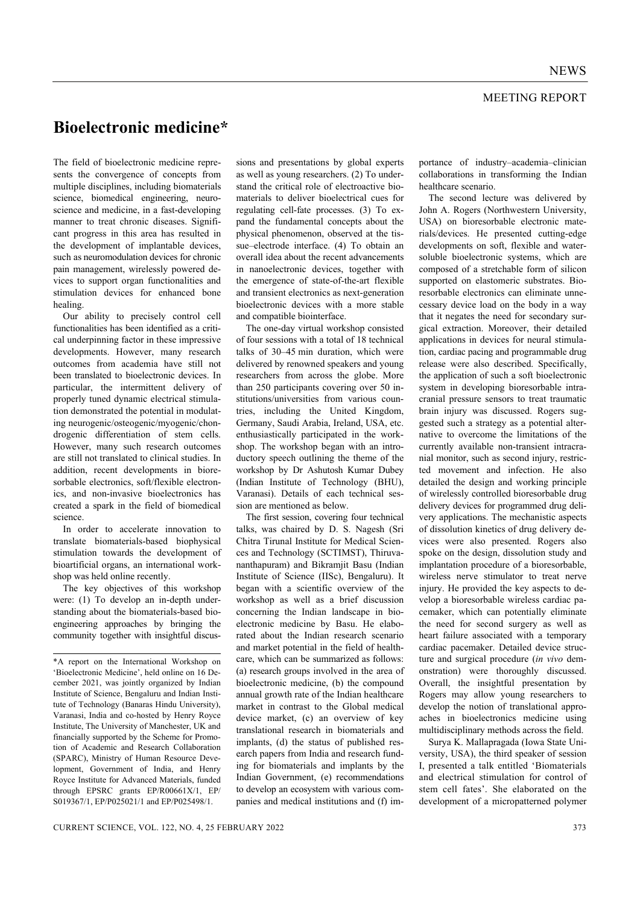NEWS

MEETING REPORT

# Bioelectronic medicine*

The field of bioelectronic medicine represents the convergence of concepts from multiple disciplines, including biomaterials science, biomedical engineering, neuroscience and medicine, in a fast-developing manner to treat chronic diseases. Significant progress in this area has resulted in the development of implantable devices, such as neuromodulation devices for chronic pain management, wirelessly powered devices to support organ functionalities and stimulation devices for enhanced bone healing.

Our ability to precisely control cell functionalities has been identified as a critical underpinning factor in these impressive developments. However, many research outcomes from academia have still not been translated to bioelectronic devices. In particular, the intermittent delivery of properly tuned dynamic electrical stimulation demonstrated the potential in modulating neurogenic/osteogenic/myogenic/chondrogenic differentiation of stem cells. However, many such research outcomes are still not translated to clinical studies. In addition, recent developments in bioresorbable electronics, soft/flexible electronics, and non-invasive bioelectronics has created a spark in the field of biomedical science.

In order to accelerate innovation to translate biomaterials-based biophysical stimulation towards the development of bioartificial organs, an international workshop was held online recently.

The key objectives of this workshop were: (1) To develop an in-depth understanding about the biomaterials-based bioengineering approaches by bringing the community together with insightful discussions and presentations by global experts as well as young researchers. (2) To understand the critical role of electroactive biomaterials to deliver bioelectrical cues for regulating cell-fate processes. (3) To expand the fundamental concepts about the physical phenomenon, observed at the tissue–electrode interface. (4) To obtain an overall idea about the recent advancements in nanoelectronic devices, together with the emergence of state-of-the-art flexible and transient electronics as next-generation bioelectronic devices with a more stable and compatible biointerface.

The one-day virtual workshop consisted of four sessions with a total of 18 technical talks of 30–45 min duration, which were delivered by renowned speakers and young researchers from across the globe. More than 250 participants covering over 50 institutions/universities from various countries, including the United Kingdom, Germany, Saudi Arabia, Ireland, USA, etc. enthusiastically participated in the workshop. The workshop began with an introductory speech outlining the theme of the workshop by Dr Ashutosh Kumar Dubey (Indian Institute of Technology (BHU), Varanasi). Details of each technical session are mentioned as below.

The first session, covering four technical talks, was chaired by D. S. Nagesh (Sri Chitra Tirunal Institute for Medical Sciences and Technology (SCTIMST), Thiruvananthapuram) and Bikramjit Basu (Indian Institute of Science (IISc), Bengaluru). It began with a scientific overview of the workshop as well as a brief discussion concerning the Indian landscape in bioelectronic medicine by Basu. He elaborated about the Indian research scenario and market potential in the field of healthcare, which can be summarized as follows: (a) research groups involved in the area of bioelectronic medicine, (b) the compound annual growth rate of the Indian healthcare market in contrast to the Global medical device market, (c) an overview of key translational research in biomaterials and implants, (d) the status of published research papers from India and research funding for biomaterials and implants by the Indian Government, (e) recommendations to develop an ecosystem with various companies and medical institutions and (f) importance of industry–academia–clinician collaborations in transforming the Indian healthcare scenario.

The second lecture was delivered by John A. Rogers (Northwestern University, USA) on bioresorbable electronic materials/devices. He presented cutting-edge developments on soft, flexible and water-soluble bioelectronic systems, which are composed of a stretchable form of silicon supported on elastomeric substrates. Bioresorbable electronics can eliminate unnecessary device load on the body in a way that it negates the need for secondary surgical extraction. Moreover, their detailed applications in devices for neural stimulation, cardiac pacing and programmable drug release were also described. Specifically, the application of such a soft bioelectronic system in developing bioresorbable intracranial pressure sensors to treat traumatic brain injury was discussed. Rogers suggested such a strategy as a potential alternative to overcome the limitations of the currently available non-transient intracranial monitor, such as second injury, restricted movement and infection. He also detailed the design and working principle of wirelessly controlled bioresorbable drug delivery devices for programmed drug delivery applications. The mechanistic aspects of dissolution kinetics of drug delivery devices were also presented. Rogers also spoke on the design, dissolution study and implantation procedure of a bioresorbable, wireless nerve stimulator to treat nerve injury. He provided the key aspects to develop a bioresorbable wireless cardiac pacemaker, which can potentially eliminate the need for second surgery as well as heart failure associated with a temporary cardiac pacemaker. Detailed device structure and surgical procedure (*in vivo* demonstration) were thoroughly discussed. Overall, the insightful presentation by Rogers may allow young researchers to develop the notion of translational approaches in bioelectronics medicine using multidisciplinary methods across the field.

Surya K. Mallapragada (Iowa State University, USA), the third speaker of session I, presented a talk entitled 'Biomaterials and electrical stimulation for control of stem cell fates'. She elaborated on the development of a micropatterned polymer

---

*A report on the International Workshop on 'Bioelectronic Medicine', held online on 16 December 2021, was jointly organized by Indian Institute of Science, Bengaluru and Indian Institute of Technology (Banaras Hindu University), Varanasi, India and co-hosted by Henry Royce Institute, The University of Manchester, UK and financially supported by the Scheme for Promotion of Academic and Research Collaboration (SPARC), Ministry of Human Resource Development, Government of India, and Henry Royce Institute for Advanced Materials, funded through EPSRC grants EP/R00661X/1, EP/S019367/1, EP/P025021/1 and EP/P025498/1.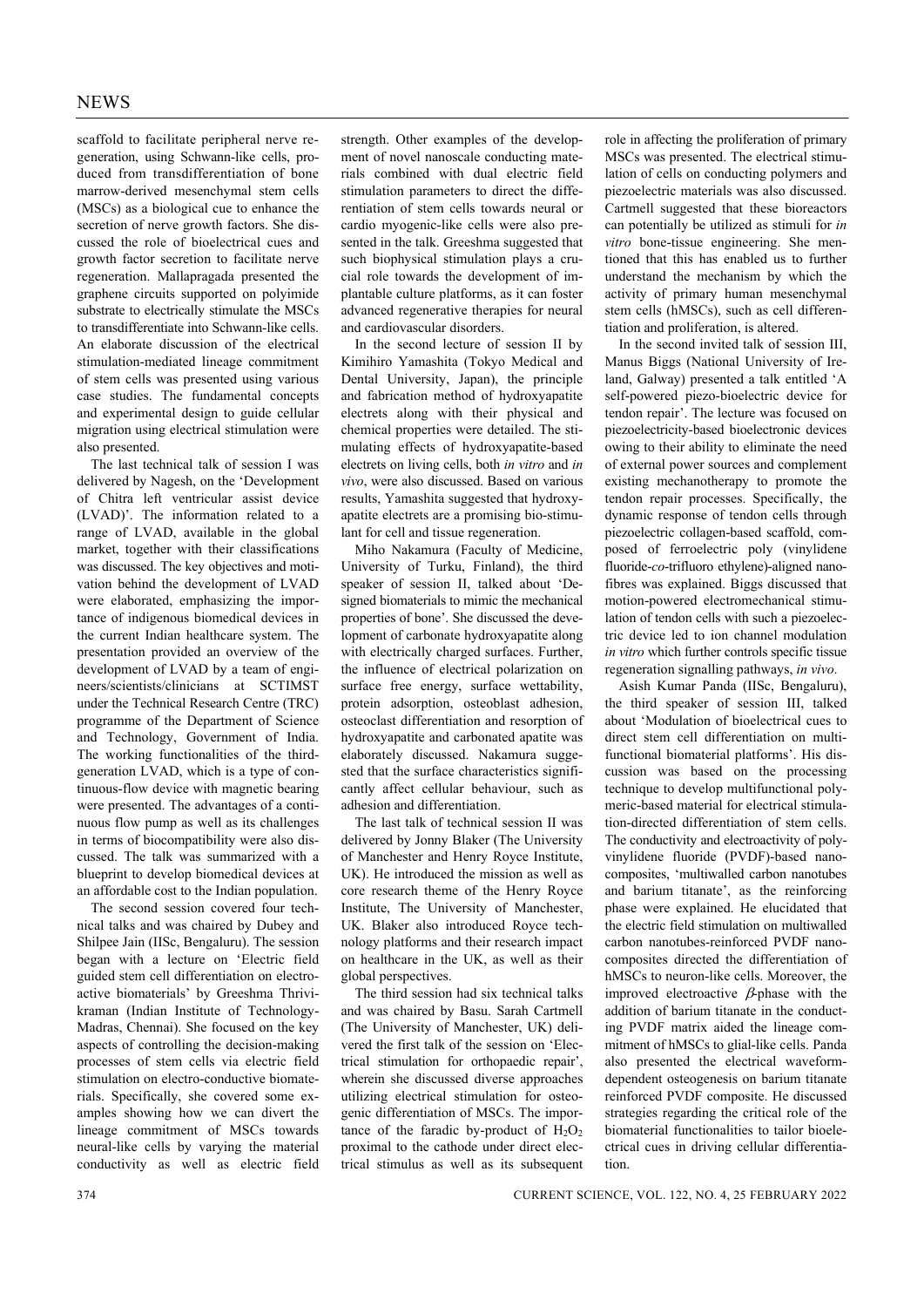scaffold to facilitate peripheral nerve regeneration, using Schwann-like cells, produced from transdifferentiation of bone marrow-derived mesenchymal stem cells (MSCs) as a biological cue to enhance the secretion of nerve growth factors. She discussed the role of bioelectrical cues and growth factor secretion to facilitate nerve regeneration. Mallapragada presented the graphene circuits supported on polyimide substrate to electrically stimulate the MSCs to transdifferentiate into Schwann-like cells. An elaborate discussion of the electrical stimulation-mediated lineage commitment of stem cells was presented using various case studies. The fundamental concepts and experimental design to guide cellular migration using electrical stimulation were also presented.

The last technical talk of session I was delivered by Nagesh, on the 'Development of Chitra left ventricular assist device (LVAD)'. The information related to a range of LVAD, available in the global market, together with their classifications was discussed. The key objectives and motivation behind the development of LVAD were elaborated, emphasizing the importance of indigenous biomedical devices in the current Indian healthcare system. The presentation provided an overview of the development of LVAD by a team of engineers/scientists/clinicians at SCTIMST under the Technical Research Centre (TRC) programme of the Department of Science and Technology, Government of India. The working functionalities of the third-generation LVAD, which is a type of continuous-flow device with magnetic bearing were presented. The advantages of a continuous flow pump as well as its challenges in terms of biocompatibility were also discussed. The talk was summarized with a blueprint to develop biomedical devices at an affordable cost to the Indian population.

The second session covered four technical talks and was chaired by Dubey and Shilpee Jain (IISc, Bengaluru). The session began with a lecture on 'Electric field guided stem cell differentiation on electroactive biomaterials' by Greeshma Thrivikraman (Indian Institute of Technology-Madras, Chennai). She focused on the key aspects of controlling the decision-making processes of stem cells via electric field stimulation on electro-conductive biomaterials. Specifically, she covered some examples showing how we can divert the lineage commitment of MSCs towards neural-like cells by varying the material conductivity as well as electric field strength. Other examples of the development of novel nanoscale conducting materials combined with dual electric field stimulation parameters to direct the differentiation of stem cells towards neural or cardio myogenic-like cells were also presented in the talk. Greeshma suggested that such biophysical stimulation plays a crucial role towards the development of implantable culture platforms, as it can foster advanced regenerative therapies for neural and cardiovascular disorders.

In the second lecture of session II by Kimihiro Yamashita (Tokyo Medical and Dental University, Japan), the principle and fabrication method of hydroxyapatite electrets along with their physical and chemical properties were detailed. The stimulating effects of hydroxyapatite-based electrets on living cells, both *in vitro* and *in vivo*, were also discussed. Based on various results, Yamashita suggested that hydroxyapatite electrets are a promising bio-stimulant for cell and tissue regeneration.

Miho Nakamura (Faculty of Medicine, University of Turku, Finland), the third speaker of session II, talked about 'Designed biomaterials to mimic the mechanical properties of bone'. She discussed the development of carbonate hydroxyapatite along with electrically charged surfaces. Further, the influence of electrical polarization on surface free energy, surface wettability, protein adsorption, osteoblast adhesion, osteoclast differentiation and resorption of hydroxyapatite and carbonated apatite was elaborately discussed. Nakamura suggested that the surface characteristics significantly affect cellular behaviour, such as adhesion and differentiation.

The last talk of technical session II was delivered by Jonny Blaker (The University of Manchester and Henry Royce Institute, UK). He introduced the mission as well as core research theme of the Henry Royce Institute, The University of Manchester, UK. Blaker also introduced Royce technology platforms and their research impact on healthcare in the UK, as well as their global perspectives.

The third session had six technical talks and was chaired by Basu. Sarah Cartmell (The University of Manchester, UK) delivered the first talk of the session on 'Electrical stimulation for orthopaedic repair', wherein she discussed diverse approaches utilizing electrical stimulation for osteogenic differentiation of MSCs. The importance of the faradic by-product of $H_2O_2$ proximal to the cathode under direct electrical stimulus as well as its subsequent role in affecting the proliferation of primary MSCs was presented. The electrical stimulation of cells on conducting polymers and piezoelectric materials was also discussed. Cartmell suggested that these bioreactors can potentially be utilized as stimuli for *in vitro* bone-tissue engineering. She mentioned that this has enabled us to further understand the mechanism by which the activity of primary human mesenchymal stem cells (hMSCs), such as cell differentiation and proliferation, is altered.

In the second invited talk of session III, Manus Biggs (National University of Ireland, Galway) presented a talk entitled 'A self-powered piezo-bioelectric device for tendon repair'. The lecture was focused on piezoelectricity-based bioelectronic devices owing to their ability to eliminate the need of external power sources and complement existing mechanotherapy to promote the tendon repair processes. Specifically, the dynamic response of tendon cells through piezoelectric collagen-based scaffold, composed of ferroelectric poly (vinylidene fluoride-*co*-trifluoro ethylene)-aligned nanofibres was explained. Biggs discussed that motion-powered electromechanical stimulation of tendon cells with such a piezoelectric device led to ion channel modulation *in vitro* which further controls specific tissue regeneration signalling pathways, *in vivo*.

Asish Kumar Panda (IISc, Bengaluru), the third speaker of session III, talked about 'Modulation of bioelectrical cues to direct stem cell differentiation on multifunctional biomaterial platforms'. His discussion was based on the processing technique to develop multifunctional polymeric-based material for electrical stimulation-directed differentiation of stem cells. The conductivity and electroactivity of polyvinylidene fluoride (PVDF)-based nanocomposites, 'multiwalled carbon nanotubes and barium titanate', as the reinforcing phase were explained. He elucidated that the electric field stimulation on multiwalled carbon nanotubes-reinforced PVDF nanocomposites directed the differentiation of hMSCs to neuron-like cells. Moreover, the improved electroactive $\beta$-phase with the addition of barium titanate in the conducting PVDF matrix aided the lineage commitment of hMSCs to glial-like cells. Panda also presented the electrical waveform-dependent osteogenesis on barium titanate reinforced PVDF composite. He discussed strategies regarding the critical role of the biomaterial functionalities to tailor bioelectrical cues in driving cellular differentiation.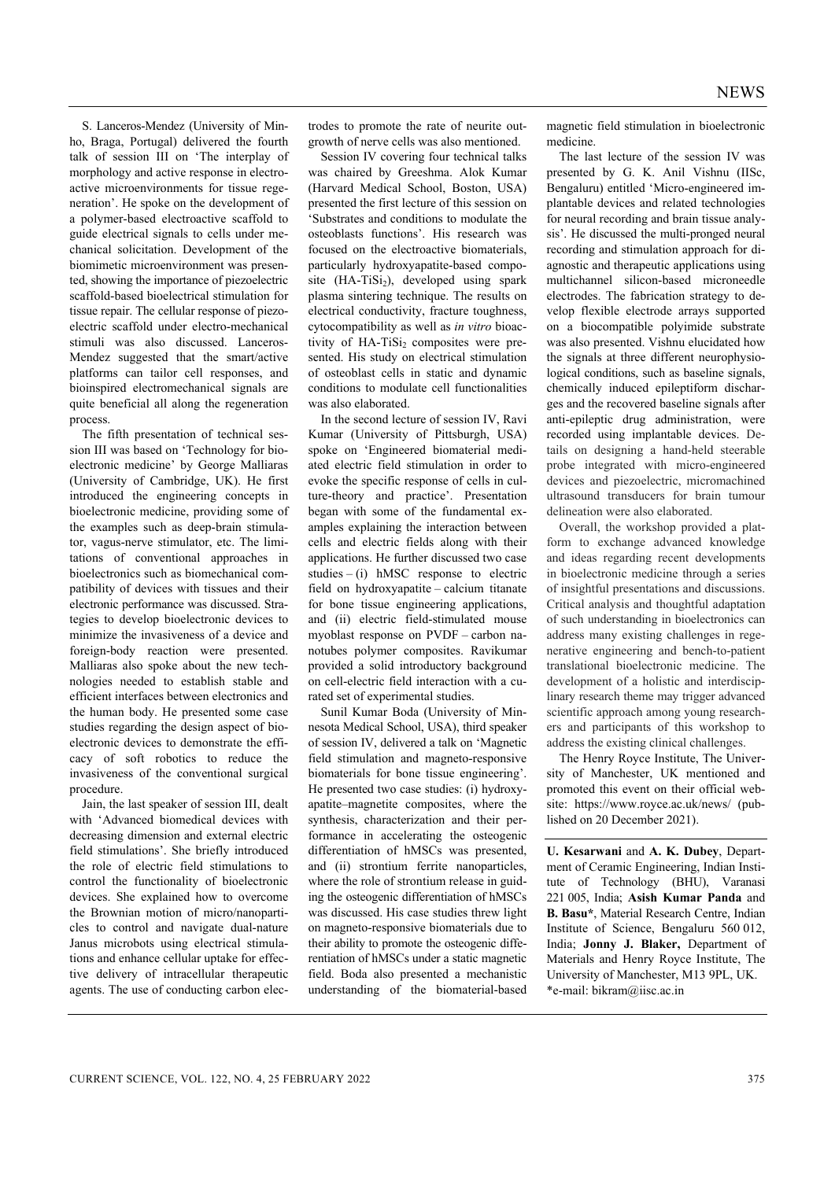S. Lanceros-Mendez (University of Minho, Braga, Portugal) delivered the fourth talk of session III on 'The interplay of morphology and active response in electroactive microenvironments for tissue regeneration'. He spoke on the development of a polymer-based electroactive scaffold to guide electrical signals to cells under mechanical solicitation. Development of the biomimetic microenvironment was presented, showing the importance of piezoelectric scaffold-based bioelectrical stimulation for tissue repair. The cellular response of piezoelectric scaffold under electro-mechanical stimuli was also discussed. Lanceros-Mendez suggested that the smart/active platforms can tailor cell responses, and bioinspired electromechanical signals are quite beneficial all along the regeneration process.

The fifth presentation of technical session III was based on 'Technology for bioelectronic medicine' by George Malliaras (University of Cambridge, UK). He first introduced the engineering concepts in bioelectronic medicine, providing some of the examples such as deep-brain stimulator, vagus-nerve stimulator, etc. The limitations of conventional approaches in bioelectronics such as biomechanical compatibility of devices with tissues and their electronic performance was discussed. Strategies to develop bioelectronic devices to minimize the invasiveness of a device and foreign-body reaction were presented. Malliaras also spoke about the new technologies needed to establish stable and efficient interfaces between electronics and the human body. He presented some case studies regarding the design aspect of bioelectronic devices to demonstrate the efficacy of soft robotics to reduce the invasiveness of the conventional surgical procedure.

Jain, the last speaker of session III, dealt with 'Advanced biomedical devices with decreasing dimension and external electric field stimulations'. She briefly introduced the role of electric field stimulations to control the functionality of bioelectronic devices. She explained how to overcome the Brownian motion of micro/nanoparticles to control and navigate dual-nature Janus microbots using electrical stimulations and enhance cellular uptake for effective delivery of intracellular therapeutic agents. The use of conducting carbon electrodes to promote the rate of neurite outgrowth of nerve cells was also mentioned.

Session IV covering four technical talks was chaired by Greeshma. Alok Kumar (Harvard Medical School, Boston, USA) presented the first lecture of this session on 'Substrates and conditions to modulate the osteoblasts functions'. His research was focused on the electroactive biomaterials, particularly hydroxyapatite-based composite (HA-$TiSi_2$), developed using spark plasma sintering technique. The results on electrical conductivity, fracture toughness, cytocompatibility as well as *in vitro* bioactivity of HA-$TiSi_2$ composites were presented. His study on electrical stimulation of osteoblast cells in static and dynamic conditions to modulate cell functionalities was also elaborated.

In the second lecture of session IV, Ravi Kumar (University of Pittsburgh, USA) spoke on 'Engineered biomaterial mediated electric field stimulation in order to evoke the specific response of cells in culture-theory and practice'. Presentation began with some of the fundamental examples explaining the interaction between cells and electric fields along with their applications. He further discussed two case studies – (i) hMSC response to electric field on hydroxyapatite – calcium titanate for bone tissue engineering applications, and (ii) electric field-stimulated mouse myoblast response on PVDF – carbon nanotubes polymer composites. Ravikumar provided a solid introductory background on cell-electric field interaction with a curated set of experimental studies.

Sunil Kumar Boda (University of Minnesota Medical School, USA), third speaker of session IV, delivered a talk on 'Magnetic field stimulation and magneto-responsive biomaterials for bone tissue engineering'. He presented two case studies: (i) hydroxyapatite–magnetite composites, where the synthesis, characterization and their performance in accelerating the osteogenic differentiation of hMSCs was presented, and (ii) strontium ferrite nanoparticles, where the role of strontium release in guiding the osteogenic differentiation of hMSCs was discussed. His case studies threw light on magneto-responsive biomaterials due to their ability to promote the osteogenic differentiation of hMSCs under a static magnetic field. Boda also presented a mechanistic understanding of the biomaterial-based magnetic field stimulation in bioelectronic medicine.

The last lecture of the session IV was presented by G. K. Anil Vishnu (IISc, Bengaluru) entitled 'Micro-engineered implantable devices and related technologies for neural recording and brain tissue analysis'. He discussed the multi-pronged neural recording and stimulation approach for diagnostic and therapeutic applications using multichannel silicon-based microneedle electrodes. The fabrication strategy to develop flexible electrode arrays supported on a biocompatible polyimide substrate was also presented. Vishnu elucidated how the signals at three different neurophysiological conditions, such as baseline signals, chemically induced epileptiform discharges and the recovered baseline signals after anti-epileptic drug administration, were recorded using implantable devices. Details on designing a hand-held steerable probe integrated with micro-engineered devices and piezoelectric, micromachined ultrasound transducers for brain tumour delineation were also elaborated.

Overall, the workshop provided a platform to exchange advanced knowledge and ideas regarding recent developments in bioelectronic medicine through a series of insightful presentations and discussions. Critical analysis and thoughtful adaptation of such understanding in bioelectronics can address many existing challenges in regenerative engineering and bench-to-patient translational bioelectronic medicine. The development of a holistic and interdisciplinary research theme may trigger advanced scientific approach among young researchers and participants of this workshop to address the existing clinical challenges.

The Henry Royce Institute, The University of Manchester, UK mentioned and promoted this event on their official website: https://www.royce.ac.uk/news/ (published on 20 December 2021).

---

**U. Kesarwani** and **A. K. Dubey**, Department of Ceramic Engineering, Indian Institute of Technology (BHU), Varanasi 221 005, India; **Asish Kumar Panda** and **B. Basu***, Material Research Centre, Indian Institute of Science, Bengaluru 560 012, India; **Jonny J. Blaker,** Department of Materials and Henry Royce Institute, The University of Manchester, M13 9PL, UK.
*e-mail: bikram@iisc.ac.in